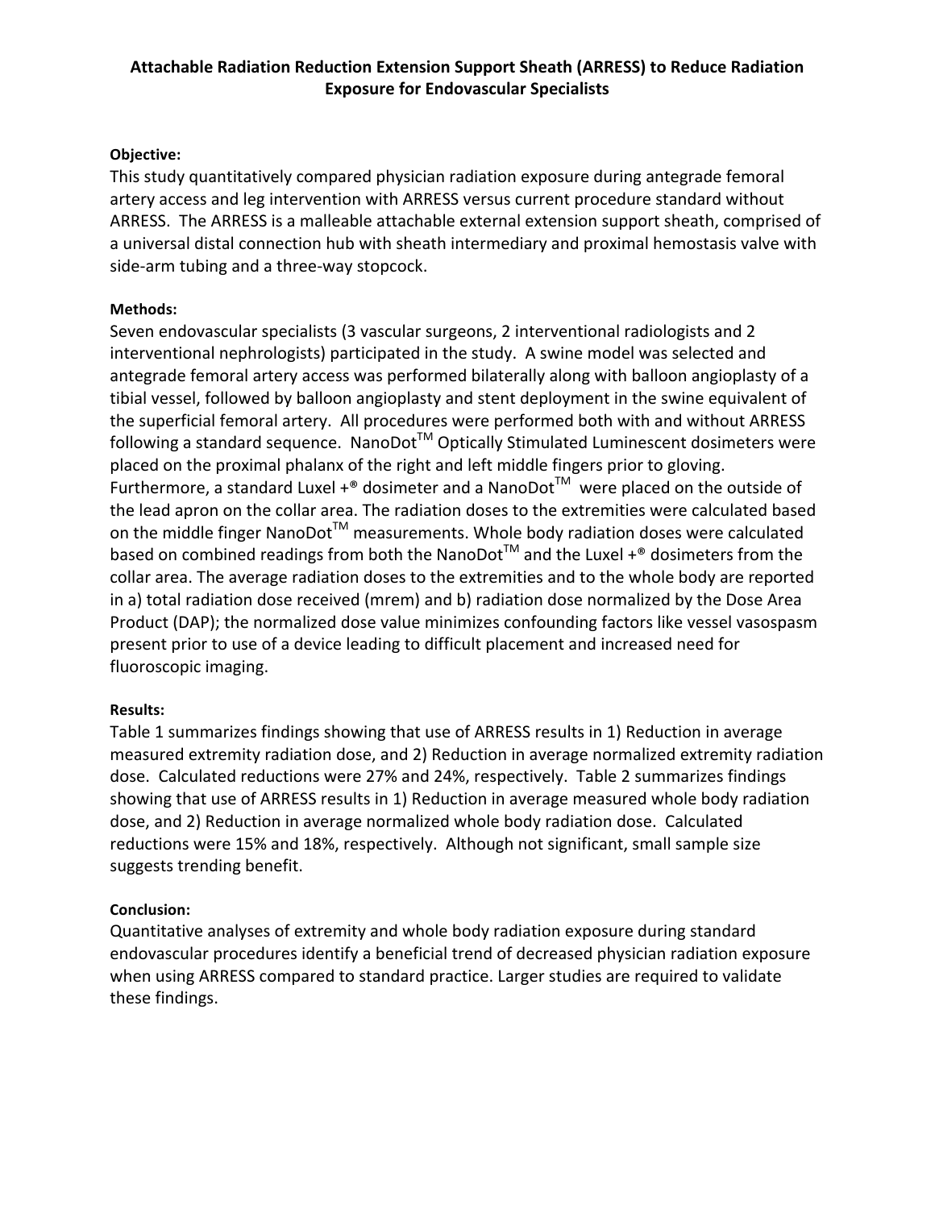# Attachable Radiation Reduction Extension Support Sheath (ARRESS) to Reduce Radiation Exposure for Endovascular Specialists

**Objective:**

This study quantitatively compared physician radiation exposure during antegrade femoral artery access and leg intervention with ARRESS versus current procedure standard without ARRESS. The ARRESS is a malleable attachable external extension support sheath, comprised of a universal distal connection hub with sheath intermediary and proximal hemostasis valve with side-arm tubing and a three-way stopcock.

**Methods:**

Seven endovascular specialists (3 vascular surgeons, 2 interventional radiologists and 2 interventional nephrologists) participated in the study. A swine model was selected and antegrade femoral artery access was performed bilaterally along with balloon angioplasty of a tibial vessel, followed by balloon angioplasty and stent deployment in the swine equivalent of the superficial femoral artery. All procedures were performed both with and without ARRESS following a standard sequence. NanoDot™ Optically Stimulated Luminescent dosimeters were placed on the proximal phalanx of the right and left middle fingers prior to gloving. Furthermore, a standard Luxel +® dosimeter and a NanoDot™ were placed on the outside of the lead apron on the collar area. The radiation doses to the extremities were calculated based on the middle finger NanoDot™ measurements. Whole body radiation doses were calculated based on combined readings from both the NanoDot™ and the Luxel +® dosimeters from the collar area. The average radiation doses to the extremities and to the whole body are reported in a) total radiation dose received (mrem) and b) radiation dose normalized by the Dose Area Product (DAP); the normalized dose value minimizes confounding factors like vessel vasospasm present prior to use of a device leading to difficult placement and increased need for fluoroscopic imaging.

**Results:**

Table 1 summarizes findings showing that use of ARRESS results in 1) Reduction in average measured extremity radiation dose, and 2) Reduction in average normalized extremity radiation dose. Calculated reductions were 27% and 24%, respectively. Table 2 summarizes findings showing that use of ARRESS results in 1) Reduction in average measured whole body radiation dose, and 2) Reduction in average normalized whole body radiation dose. Calculated reductions were 15% and 18%, respectively. Although not significant, small sample size suggests trending benefit.

**Conclusion:**

Quantitative analyses of extremity and whole body radiation exposure during standard endovascular procedures identify a beneficial trend of decreased physician radiation exposure when using ARRESS compared to standard practice. Larger studies are required to validate these findings.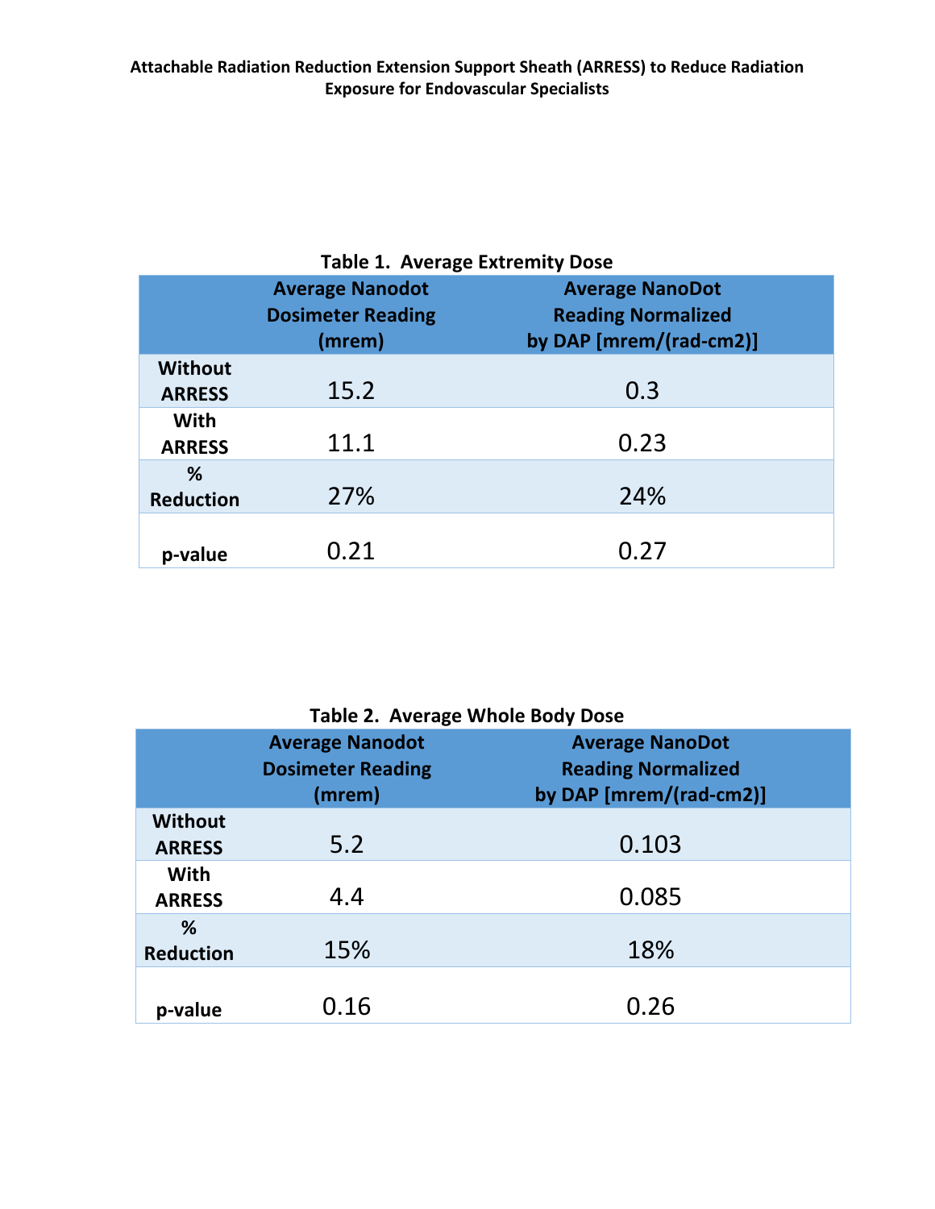**Attachable Radiation Reduction Extension Support Sheath (ARRESS) to Reduce Radiation Exposure for Endovascular Specialists**

**Table 1. Average Extremity Dose**

| | Average Nanodot Dosimeter Reading (mrem) | Average NanoDot Reading Normalized by DAP [mrem/(rad-cm2)] |
|---|---|---|
| **Without ARRESS** | 15.2 | 0.3 |
| **With ARRESS** | 11.1 | 0.23 |
| **% Reduction** | 27% | 24% |
| **p-value** | 0.21 | 0.27 |

**Table 2. Average Whole Body Dose**

| | Average Nanodot Dosimeter Reading (mrem) | Average NanoDot Reading Normalized by DAP [mrem/(rad-cm2)] |
|---|---|---|
| **Without ARRESS** | 5.2 | 0.103 |
| **With ARRESS** | 4.4 | 0.085 |
| **% Reduction** | 15% | 18% |
| **p-value** | 0.16 | 0.26 |